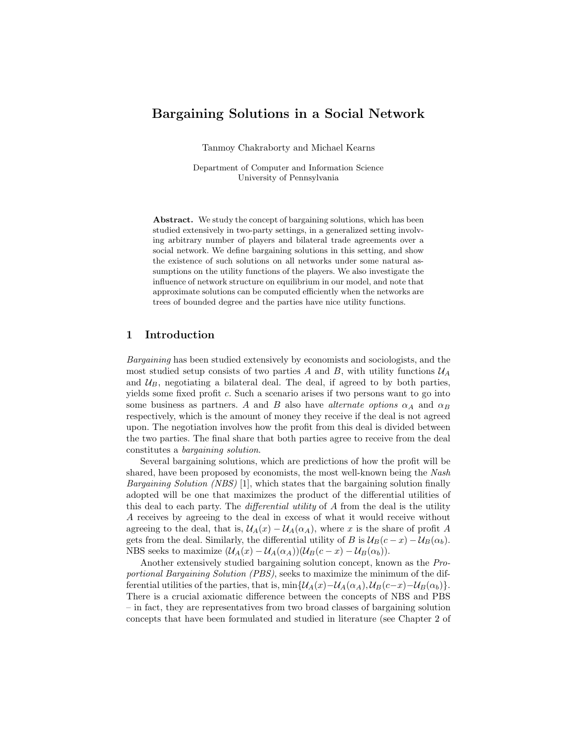# Bargaining Solutions in a Social Network

Tanmoy Chakraborty and Michael Kearns

Department of Computer and Information Science
University of Pennsylvania

**Abstract.** We study the concept of bargaining solutions, which has been studied extensively in two-party settings, in a generalized setting involving arbitrary number of players and bilateral trade agreements over a social network. We define bargaining solutions in this setting, and show the existence of such solutions on all networks under some natural assumptions on the utility functions of the players. We also investigate the influence of network structure on equilibrium in our model, and note that approximate solutions can be computed efficiently when the networks are trees of bounded degree and the parties have nice utility functions.

## 1 Introduction

*Bargaining* has been studied extensively by economists and sociologists, and the most studied setup consists of two parties $A$ and $B$, with utility functions $\mathcal{U}_A$ and $\mathcal{U}_B$, negotiating a bilateral deal. The deal, if agreed to by both parties, yields some fixed profit $c$. Such a scenario arises if two persons want to go into some business as partners. $A$ and $B$ also have *alternate options* $\alpha_A$ and $\alpha_B$ respectively, which is the amount of money they receive if the deal is not agreed upon. The negotiation involves how the profit from this deal is divided between the two parties. The final share that both parties agree to receive from the deal constitutes a *bargaining solution*.

Several bargaining solutions, which are predictions of how the profit will be shared, have been proposed by economists, the most well-known being the *Nash Bargaining Solution (NBS)* [1], which states that the bargaining solution finally adopted will be one that maximizes the product of the differential utilities of this deal to each party. The *differential utility* of $A$ from the deal is the utility $A$ receives by agreeing to the deal in excess of what it would receive without agreeing to the deal, that is, $\mathcal{U}_A(x) - \mathcal{U}_A(\alpha_A)$, where $x$ is the share of profit $A$ gets from the deal. Similarly, the differential utility of $B$ is $\mathcal{U}_B(c-x) - \mathcal{U}_B(\alpha_b)$. NBS seeks to maximize $(\mathcal{U}_A(x) - \mathcal{U}_A(\alpha_A))(\mathcal{U}_B(c-x) - \mathcal{U}_B(\alpha_b))$.

Another extensively studied bargaining solution concept, known as the *Proportional Bargaining Solution (PBS)*, seeks to maximize the minimum of the differential utilities of the parties, that is, $\min\{\mathcal{U}_A(x) - \mathcal{U}_A(\alpha_A), \mathcal{U}_B(c-x) - \mathcal{U}_B(\alpha_b)\}$. There is a crucial axiomatic difference between the concepts of NBS and PBS – in fact, they are representatives from two broad classes of bargaining solution concepts that have been formulated and studied in literature (see Chapter 2 of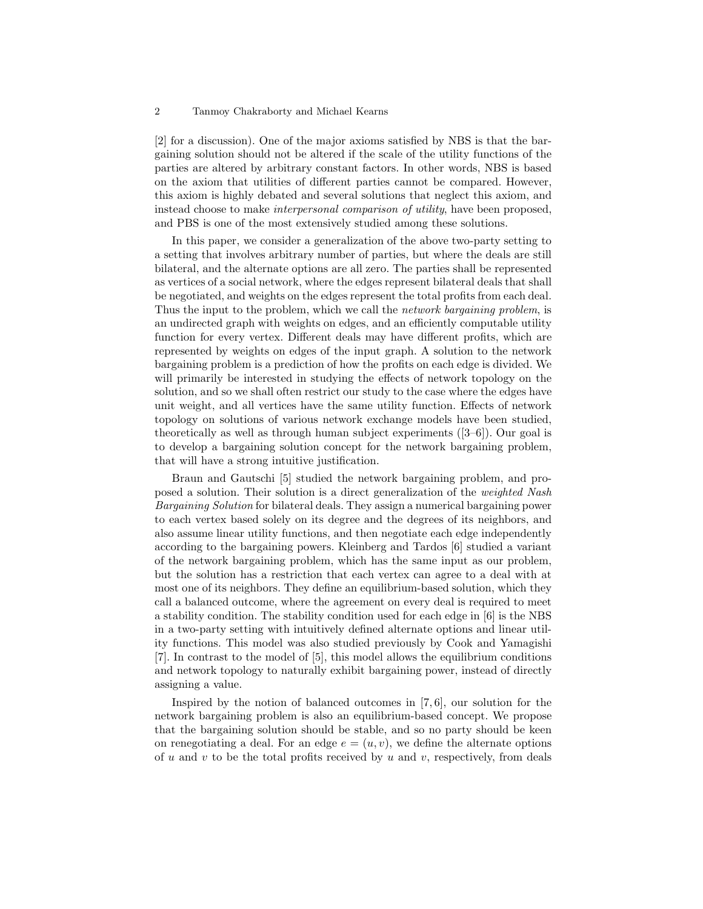[2] for a discussion). One of the major axioms satisfied by NBS is that the bargaining solution should not be altered if the scale of the utility functions of the parties are altered by arbitrary constant factors. In other words, NBS is based on the axiom that utilities of different parties cannot be compared. However, this axiom is highly debated and several solutions that neglect this axiom, and instead choose to make *interpersonal comparison of utility*, have been proposed, and PBS is one of the most extensively studied among these solutions.

In this paper, we consider a generalization of the above two-party setting to a setting that involves arbitrary number of parties, but where the deals are still bilateral, and the alternate options are all zero. The parties shall be represented as vertices of a social network, where the edges represent bilateral deals that shall be negotiated, and weights on the edges represent the total profits from each deal. Thus the input to the problem, which we call the *network bargaining problem*, is an undirected graph with weights on edges, and an efficiently computable utility function for every vertex. Different deals may have different profits, which are represented by weights on edges of the input graph. A solution to the network bargaining problem is a prediction of how the profits on each edge is divided. We will primarily be interested in studying the effects of network topology on the solution, and so we shall often restrict our study to the case where the edges have unit weight, and all vertices have the same utility function. Effects of network topology on solutions of various network exchange models have been studied, theoretically as well as through human subject experiments ([3–6]). Our goal is to develop a bargaining solution concept for the network bargaining problem, that will have a strong intuitive justification.

Braun and Gautschi [5] studied the network bargaining problem, and proposed a solution. Their solution is a direct generalization of the *weighted Nash Bargaining Solution* for bilateral deals. They assign a numerical bargaining power to each vertex based solely on its degree and the degrees of its neighbors, and also assume linear utility functions, and then negotiate each edge independently according to the bargaining powers. Kleinberg and Tardos [6] studied a variant of the network bargaining problem, which has the same input as our problem, but the solution has a restriction that each vertex can agree to a deal with at most one of its neighbors. They define an equilibrium-based solution, which they call a balanced outcome, where the agreement on every deal is required to meet a stability condition. The stability condition used for each edge in [6] is the NBS in a two-party setting with intuitively defined alternate options and linear utility functions. This model was also studied previously by Cook and Yamagishi [7]. In contrast to the model of [5], this model allows the equilibrium conditions and network topology to naturally exhibit bargaining power, instead of directly assigning a value.

Inspired by the notion of balanced outcomes in [7, 6], our solution for the network bargaining problem is also an equilibrium-based concept. We propose that the bargaining solution should be stable, and so no party should be keen on renegotiating a deal. For an edge $e = (u, v)$, we define the alternate options of $u$ and $v$ to be the total profits received by $u$ and $v$, respectively, from deals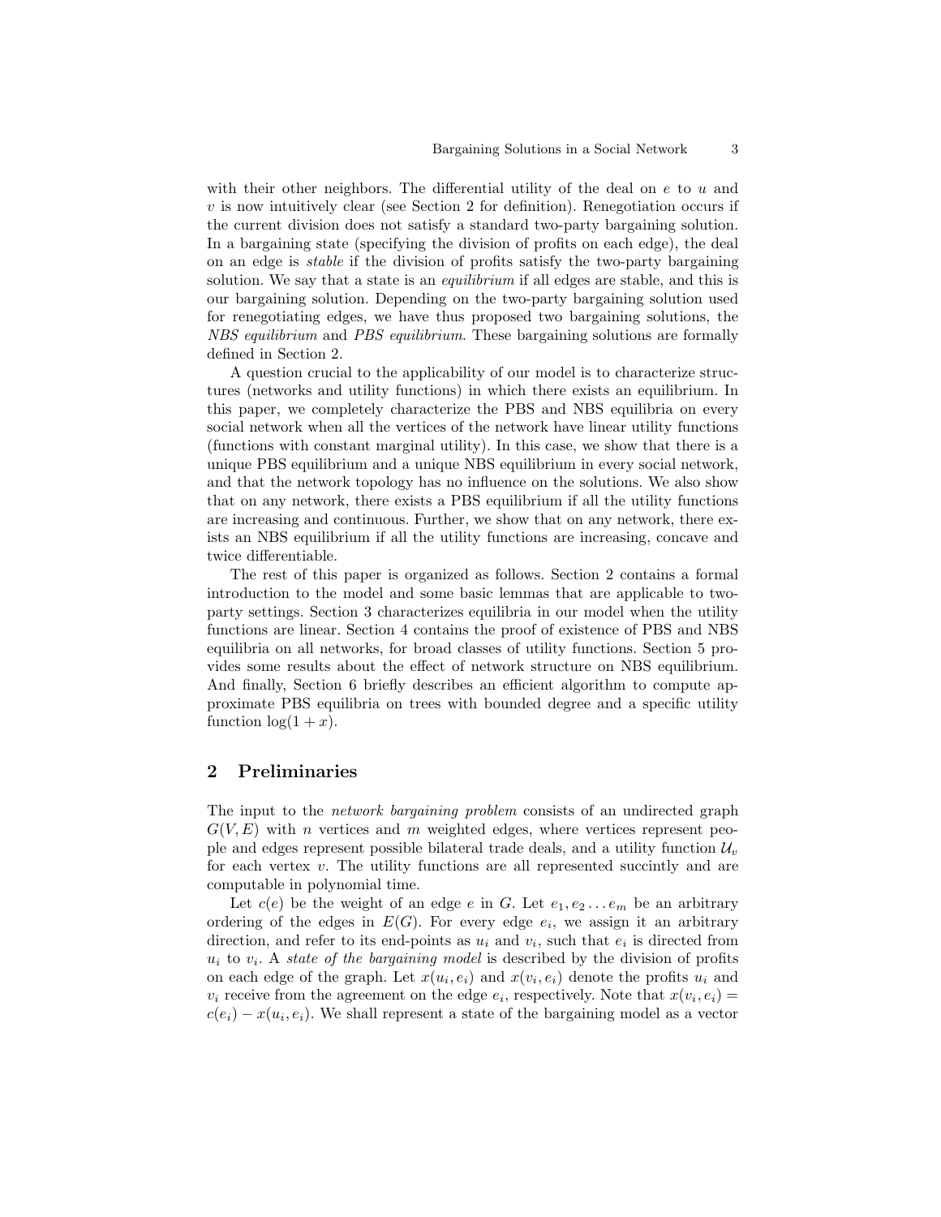with their other neighbors. The differential utility of the deal on $e$ to $u$ and $v$ is now intuitively clear (see Section 2 for definition). Renegotiation occurs if the current division does not satisfy a standard two-party bargaining solution. In a bargaining state (specifying the division of profits on each edge), the deal on an edge is *stable* if the division of profits satisfy the two-party bargaining solution. We say that a state is an *equilibrium* if all edges are stable, and this is our bargaining solution. Depending on the two-party bargaining solution used for renegotiating edges, we have thus proposed two bargaining solutions, the *NBS equilibrium* and *PBS equilibrium*. These bargaining solutions are formally defined in Section 2.

A question crucial to the applicability of our model is to characterize structures (networks and utility functions) in which there exists an equilibrium. In this paper, we completely characterize the PBS and NBS equilibria on every social network when all the vertices of the network have linear utility functions (functions with constant marginal utility). In this case, we show that there is a unique PBS equilibrium and a unique NBS equilibrium in every social network, and that the network topology has no influence on the solutions. We also show that on any network, there exists a PBS equilibrium if all the utility functions are increasing and continuous. Further, we show that on any network, there exists an NBS equilibrium if all the utility functions are increasing, concave and twice differentiable.

The rest of this paper is organized as follows. Section 2 contains a formal introduction to the model and some basic lemmas that are applicable to two-party settings. Section 3 characterizes equilibria in our model when the utility functions are linear. Section 4 contains the proof of existence of PBS and NBS equilibria on all networks, for broad classes of utility functions. Section 5 provides some results about the effect of network structure on NBS equilibrium. And finally, Section 6 briefly describes an efficient algorithm to compute approximate PBS equilibria on trees with bounded degree and a specific utility function $\log(1 + x)$.

## 2 Preliminaries

The input to the *network bargaining problem* consists of an undirected graph $G(V, E)$ with $n$ vertices and $m$ weighted edges, where vertices represent people and edges represent possible bilateral trade deals, and a utility function $\mathcal{U}_v$ for each vertex $v$. The utility functions are all represented succinctly and are computable in polynomial time.

Let $c(e)$ be the weight of an edge $e$ in $G$. Let $e_1, e_2 \ldots e_m$ be an arbitrary ordering of the edges in $E(G)$. For every edge $e_i$, we assign it an arbitrary direction, and refer to its end-points as $u_i$ and $v_i$, such that $e_i$ is directed from $u_i$ to $v_i$. A *state of the bargaining model* is described by the division of profits on each edge of the graph. Let $x(u_i, e_i)$ and $x(v_i, e_i)$ denote the profits $u_i$ and $v_i$ receive from the agreement on the edge $e_i$, respectively. Note that $x(v_i, e_i) = c(e_i) - x(u_i, e_i)$. We shall represent a state of the bargaining model as a vector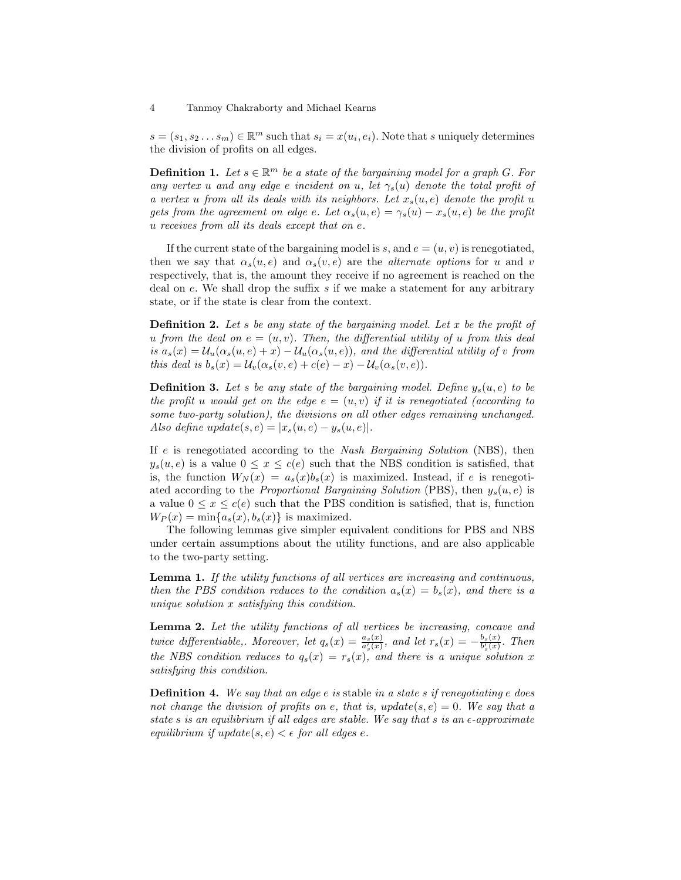$s = (s_1, s_2 \ldots s_m) \in \mathbb{R}^m$ such that $s_i = x(u_i, e_i)$. Note that $s$ uniquely determines the division of profits on all edges.

**Definition 1.** *Let $s \in \mathbb{R}^m$ be a state of the bargaining model for a graph $G$. For any vertex $u$ and any edge $e$ incident on $u$, let $\gamma_s(u)$ denote the total profit of a vertex $u$ from all its deals with its neighbors. Let $x_s(u, e)$ denote the profit $u$ gets from the agreement on edge $e$. Let $\alpha_s(u, e) = \gamma_s(u) - x_s(u, e)$ be the profit $u$ receives from all its deals except that on $e$.*

If the current state of the bargaining model is $s$, and $e = (u, v)$ is renegotiated, then we say that $\alpha_s(u, e)$ and $\alpha_s(v, e)$ are the *alternate options* for $u$ and $v$ respectively, that is, the amount they receive if no agreement is reached on the deal on $e$. We shall drop the suffix $s$ if we make a statement for any arbitrary state, or if the state is clear from the context.

**Definition 2.** *Let $s$ be any state of the bargaining model. Let $x$ be the profit of $u$ from the deal on $e = (u, v)$. Then, the differential utility of $u$ from this deal is $a_s(x) = \mathcal{U}_u(\alpha_s(u, e) + x) - \mathcal{U}_u(\alpha_s(u, e))$, and the differential utility of $v$ from this deal is $b_s(x) = \mathcal{U}_v(\alpha_s(v, e) + c(e) - x) - \mathcal{U}_v(\alpha_s(v, e))$.*

**Definition 3.** *Let $s$ be any state of the bargaining model. Define $y_s(u, e)$ to be the profit $u$ would get on the edge $e = (u, v)$ if it is renegotiated (according to some two-party solution), the divisions on all other edges remaining unchanged. Also define $update(s, e) = |x_s(u, e) - y_s(u, e)|$.*

If $e$ is renegotiated according to the *Nash Bargaining Solution* (NBS), then $y_s(u, e)$ is a value $0 \leq x \leq c(e)$ such that the NBS condition is satisfied, that is, the function $W_N(x) = a_s(x)b_s(x)$ is maximized. Instead, if $e$ is renegotiated according to the *Proportional Bargaining Solution* (PBS), then $y_s(u, e)$ is a value $0 \leq x \leq c(e)$ such that the PBS condition is satisfied, that is, function $W_P(x) = \min\{a_s(x), b_s(x)\}$ is maximized.

The following lemmas give simpler equivalent conditions for PBS and NBS under certain assumptions about the utility functions, and are also applicable to the two-party setting.

**Lemma 1.** *If the utility functions of all vertices are increasing and continuous, then the PBS condition reduces to the condition $a_s(x) = b_s(x)$, and there is a unique solution $x$ satisfying this condition.*

**Lemma 2.** *Let the utility functions of all vertices be increasing, concave and twice differentiable,. Moreover, let $q_s(x) = \frac{a_s(x)}{a'_s(x)}$, and let $r_s(x) = -\frac{b_s(x)}{b'_s(x)}$. Then the NBS condition reduces to $q_s(x) = r_s(x)$, and there is a unique solution $x$ satisfying this condition.*

**Definition 4.** *We say that an edge $e$ is* stable *in a state $s$ if renegotiating $e$ does not change the division of profits on $e$, that is, $update(s, e) = 0$. We say that a state $s$ is an equilibrium if all edges are stable. We say that $s$ is an $\epsilon$-approximate equilibrium if $update(s, e) < \epsilon$ for all edges $e$.*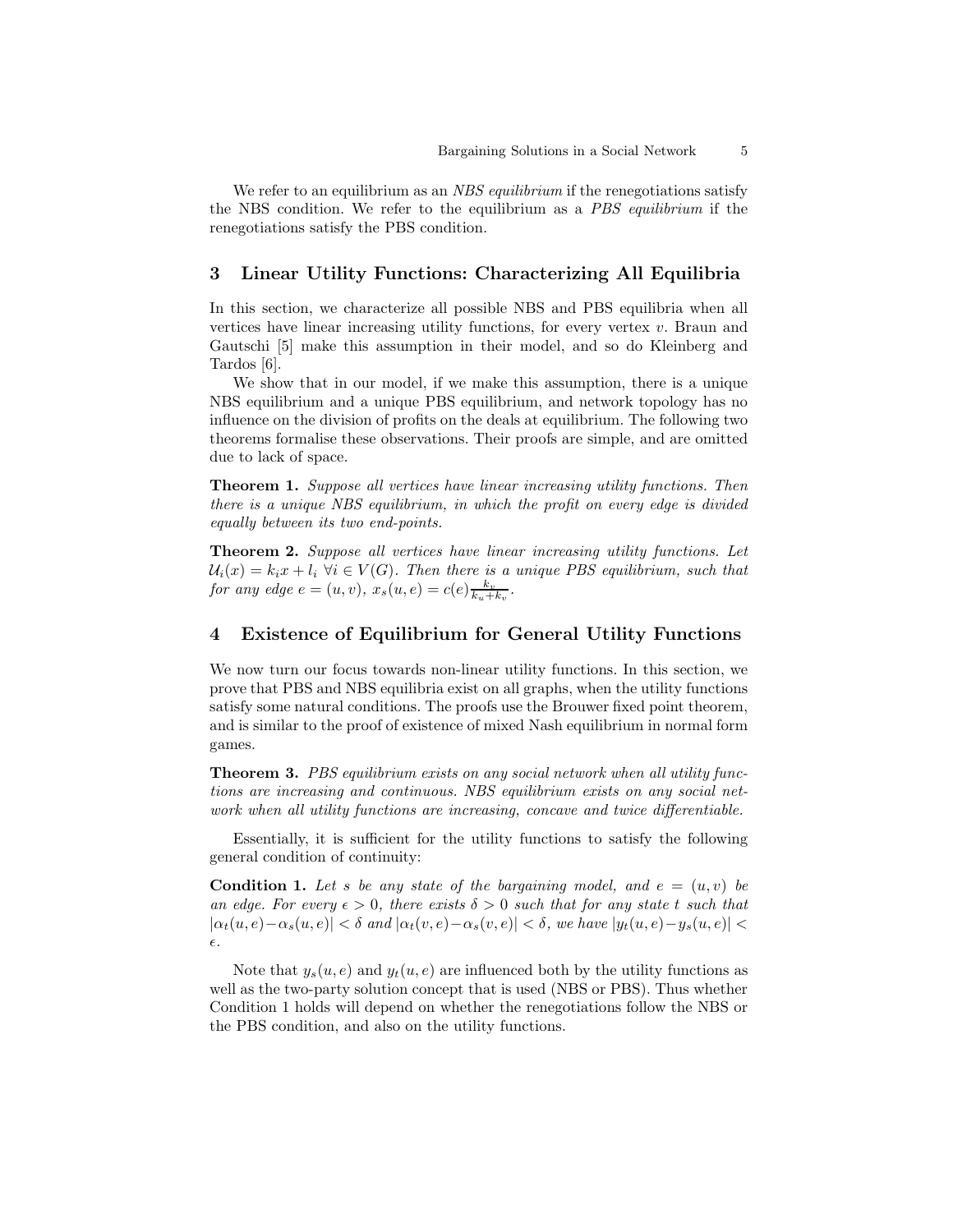We refer to an equilibrium as an *NBS equilibrium* if the renegotiations satisfy the NBS condition. We refer to the equilibrium as a *PBS equilibrium* if the renegotiations satisfy the PBS condition.

## 3 Linear Utility Functions: Characterizing All Equilibria

In this section, we characterize all possible NBS and PBS equilibria when all vertices have linear increasing utility functions, for every vertex $v$. Braun and Gautschi [5] make this assumption in their model, and so do Kleinberg and Tardos [6].

We show that in our model, if we make this assumption, there is a unique NBS equilibrium and a unique PBS equilibrium, and network topology has no influence on the division of profits on the deals at equilibrium. The following two theorems formalise these observations. Their proofs are simple, and are omitted due to lack of space.

**Theorem 1.** *Suppose all vertices have linear increasing utility functions. Then there is a unique NBS equilibrium, in which the profit on every edge is divided equally between its two end-points.*

**Theorem 2.** *Suppose all vertices have linear increasing utility functions. Let $\mathcal{U}_i(x) = k_i x + l_i \ \forall i \in V(G)$. Then there is a unique PBS equilibrium, such that for any edge $e = (u, v)$, $x_s(u, e) = c(e)\frac{k_v}{k_u + k_v}$.*

## 4 Existence of Equilibrium for General Utility Functions

We now turn our focus towards non-linear utility functions. In this section, we prove that PBS and NBS equilibria exist on all graphs, when the utility functions satisfy some natural conditions. The proofs use the Brouwer fixed point theorem, and is similar to the proof of existence of mixed Nash equilibrium in normal form games.

**Theorem 3.** *PBS equilibrium exists on any social network when all utility functions are increasing and continuous. NBS equilibrium exists on any social network when all utility functions are increasing, concave and twice differentiable.*

Essentially, it is sufficient for the utility functions to satisfy the following general condition of continuity:

**Condition 1.** *Let $s$ be any state of the bargaining model, and $e = (u, v)$ be an edge. For every $\epsilon > 0$, there exists $\delta > 0$ such that for any state $t$ such that $|\alpha_t(u, e) - \alpha_s(u, e)| < \delta$ and $|\alpha_t(v, e) - \alpha_s(v, e)| < \delta$, we have $|y_t(u, e) - y_s(u, e)| < \epsilon$.*

Note that $y_s(u, e)$ and $y_t(u, e)$ are influenced both by the utility functions as well as the two-party solution concept that is used (NBS or PBS). Thus whether Condition 1 holds will depend on whether the renegotiations follow the NBS or the PBS condition, and also on the utility functions.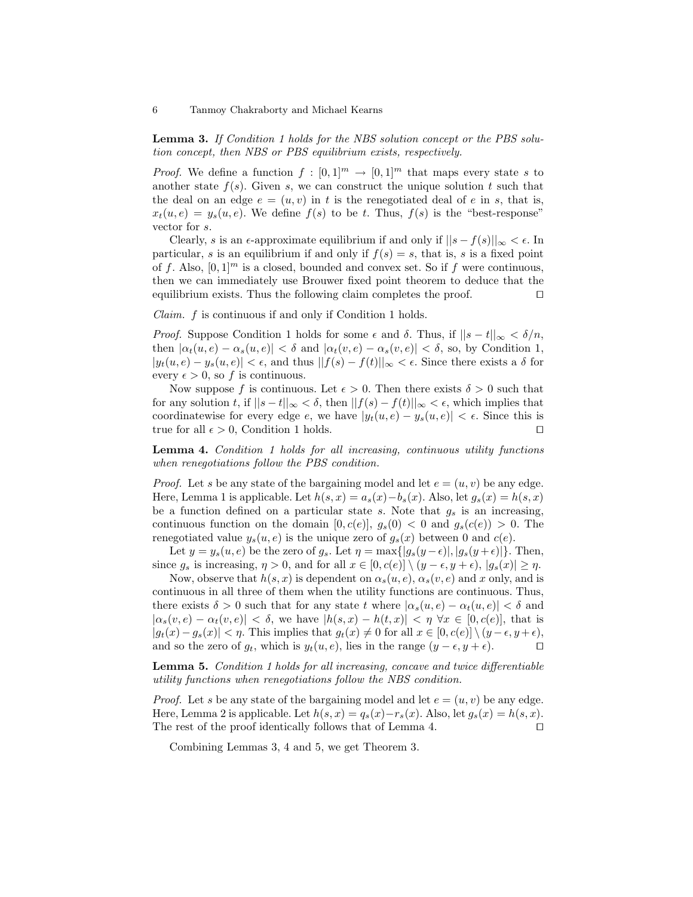**Lemma 3.** *If Condition 1 holds for the NBS solution concept or the PBS solution concept, then NBS or PBS equilibrium exists, respectively.*

*Proof.* We define a function $f : [0,1]^m \to [0,1]^m$ that maps every state $s$ to another state $f(s)$. Given $s$, we can construct the unique solution $t$ such that the deal on an edge $e = (u,v)$ in $t$ is the renegotiated deal of $e$ in $s$, that is, $x_t(u,e) = y_s(u,e)$. We define $f(s)$ to be $t$. Thus, $f(s)$ is the "best-response" vector for $s$.

Clearly, $s$ is an $\epsilon$-approximate equilibrium if and only if $||s - f(s)||_\infty < \epsilon$. In particular, $s$ is an equilibrium if and only if $f(s) = s$, that is, $s$ is a fixed point of $f$. Also, $[0,1]^m$ is a closed, bounded and convex set. So if $f$ were continuous, then we can immediately use Brouwer fixed point theorem to deduce that the equilibrium exists. Thus the following claim completes the proof. □

*Claim.* $f$ is continuous if and only if Condition 1 holds.

*Proof.* Suppose Condition 1 holds for some $\epsilon$ and $\delta$. Thus, if $||s-t||_\infty < \delta/n$, then $|\alpha_t(u,e) - \alpha_s(u,e)| < \delta$ and $|\alpha_t(v,e) - \alpha_s(v,e)| < \delta$, so, by Condition 1, $|y_t(u,e) - y_s(u,e)| < \epsilon$, and thus $||f(s) - f(t)||_\infty < \epsilon$. Since there exists a $\delta$ for every $\epsilon > 0$, so $f$ is continuous.

Now suppose $f$ is continuous. Let $\epsilon > 0$. Then there exists $\delta > 0$ such that for any solution $t$, if $||s-t||_\infty < \delta$, then $||f(s) - f(t)||_\infty < \epsilon$, which implies that coordinatewise for every edge $e$, we have $|y_t(u,e) - y_s(u,e)| < \epsilon$. Since this is true for all $\epsilon > 0$, Condition 1 holds. □

**Lemma 4.** *Condition 1 holds for all increasing, continuous utility functions when renegotiations follow the PBS condition.*

*Proof.* Let $s$ be any state of the bargaining model and let $e = (u,v)$ be any edge. Here, Lemma 1 is applicable. Let $h(s,x) = a_s(x) - b_s(x)$. Also, let $g_s(x) = h(s,x)$ be a function defined on a particular state $s$. Note that $g_s$ is an increasing, continuous function on the domain $[0, c(e)]$, $g_s(0) < 0$ and $g_s(c(e)) > 0$. The renegotiated value $y_s(u,e)$ is the unique zero of $g_s(x)$ between 0 and $c(e)$.

Let $y = y_s(u,e)$ be the zero of $g_s$. Let $\eta = \max\{|g_s(y-\epsilon)|, |g_s(y+\epsilon)|\}$. Then, since $g_s$ is increasing, $\eta > 0$, and for all $x \in [0,c(e)] \setminus (y-\epsilon, y+\epsilon)$, $|g_s(x)| \geq \eta$.

Now, observe that $h(s,x)$ is dependent on $\alpha_s(u,e)$, $\alpha_s(v,e)$ and $x$ only, and is continuous in all three of them when the utility functions are continuous. Thus, there exists $\delta > 0$ such that for any state $t$ where $|\alpha_s(u,e) - \alpha_t(u,e)| < \delta$ and $|\alpha_s(v,e) - \alpha_t(v,e)| < \delta$, we have $|h(s,x) - h(t,x)| < \eta \ \forall x \in [0, c(e)]$, that is $|g_t(x) - g_s(x)| < \eta$. This implies that $g_t(x) \neq 0$ for all $x \in [0,c(e)] \setminus (y-\epsilon, y+\epsilon)$, and so the zero of $g_t$, which is $y_t(u,e)$, lies in the range $(y-\epsilon, y+\epsilon)$. □

**Lemma 5.** *Condition 1 holds for all increasing, concave and twice differentiable utility functions when renegotiations follow the NBS condition.*

*Proof.* Let $s$ be any state of the bargaining model and let $e = (u,v)$ be any edge. Here, Lemma 2 is applicable. Let $h(s,x) = q_s(x) - r_s(x)$. Also, let $g_s(x) = h(s,x)$. The rest of the proof identically follows that of Lemma 4. □

Combining Lemmas 3, 4 and 5, we get Theorem 3.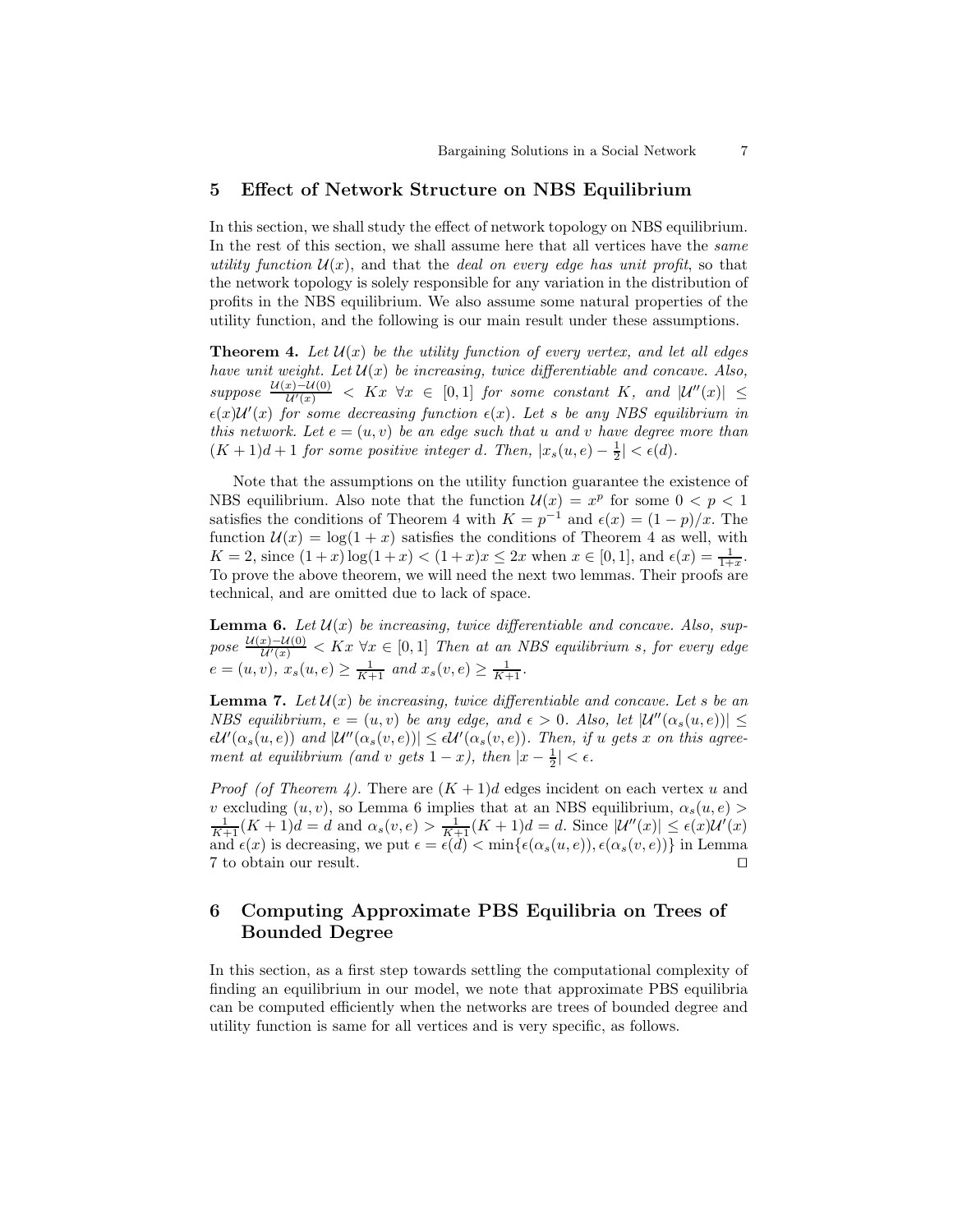## 5 Effect of Network Structure on NBS Equilibrium

In this section, we shall study the effect of network topology on NBS equilibrium. In the rest of this section, we shall assume here that all vertices have the *same utility function* $\mathcal{U}(x)$, and that the *deal on every edge has unit profit*, so that the network topology is solely responsible for any variation in the distribution of profits in the NBS equilibrium. We also assume some natural properties of the utility function, and the following is our main result under these assumptions.

**Theorem 4.** *Let $\mathcal{U}(x)$ be the utility function of every vertex, and let all edges have unit weight. Let $\mathcal{U}(x)$ be increasing, twice differentiable and concave. Also, suppose $\frac{\mathcal{U}(x)-\mathcal{U}(0)}{\mathcal{U}'(x)} < Kx \ \forall x \in [0,1]$ for some constant $K$, and $|\mathcal{U}''(x)| \leq \epsilon(x)\mathcal{U}'(x)$ for some decreasing function $\epsilon(x)$. Let $s$ be any NBS equilibrium in this network. Let $e = (u,v)$ be an edge such that $u$ and $v$ have degree more than $(K+1)d + 1$ for some positive integer $d$. Then, $|x_s(u,e) - \frac{1}{2}| < \epsilon(d)$.*

Note that the assumptions on the utility function guarantee the existence of NBS equilibrium. Also note that the function $\mathcal{U}(x) = x^p$ for some $0 < p < 1$ satisfies the conditions of Theorem 4 with $K = p^{-1}$ and $\epsilon(x) = (1-p)/x$. The function $\mathcal{U}(x) = \log(1+x)$ satisfies the conditions of Theorem 4 as well, with $K = 2$, since $(1+x)\log(1+x) < (1+x)x \leq 2x$ when $x \in [0,1]$, and $\epsilon(x) = \frac{1}{1+x}$. To prove the above theorem, we will need the next two lemmas. Their proofs are technical, and are omitted due to lack of space.

**Lemma 6.** *Let $\mathcal{U}(x)$ be increasing, twice differentiable and concave. Also, suppose $\frac{\mathcal{U}(x)-\mathcal{U}(0)}{\mathcal{U}'(x)} < Kx \ \forall x \in [0,1]$ Then at an NBS equilibrium $s$, for every edge $e = (u,v)$, $x_s(u,e) \geq \frac{1}{K+1}$ and $x_s(v,e) \geq \frac{1}{K+1}$.*

**Lemma 7.** *Let $\mathcal{U}(x)$ be increasing, twice differentiable and concave. Let $s$ be an NBS equilibrium, $e = (u,v)$ be any edge, and $\epsilon > 0$. Also, let $|\mathcal{U}''(\alpha_s(u,e))| \leq \epsilon\mathcal{U}'(\alpha_s(u,e))$ and $|\mathcal{U}''(\alpha_s(v,e))| \leq \epsilon\mathcal{U}'(\alpha_s(v,e))$. Then, if $u$ gets $x$ on this agreement at equilibrium (and $v$ gets $1-x$), then $|x - \frac{1}{2}| < \epsilon$.*

*Proof (of Theorem 4).* There are $(K+1)d$ edges incident on each vertex $u$ and $v$ excluding $(u,v)$, so Lemma 6 implies that at an NBS equilibrium, $\alpha_s(u,e) > \frac{1}{K+1}(K+1)d = d$ and $\alpha_s(v,e) > \frac{1}{K+1}(K+1)d = d$. Since $|\mathcal{U}''(x)| \leq \epsilon(x)\mathcal{U}'(x)$ and $\epsilon(x)$ is decreasing, we put $\epsilon = \epsilon(d) < \min\{\epsilon(\alpha_s(u,e)), \epsilon(\alpha_s(v,e))\}$ in Lemma 7 to obtain our result. ◻

## 6 Computing Approximate PBS Equilibria on Trees of Bounded Degree

In this section, as a first step towards settling the computational complexity of finding an equilibrium in our model, we note that approximate PBS equilibria can be computed efficiently when the networks are trees of bounded degree and utility function is same for all vertices and is very specific, as follows.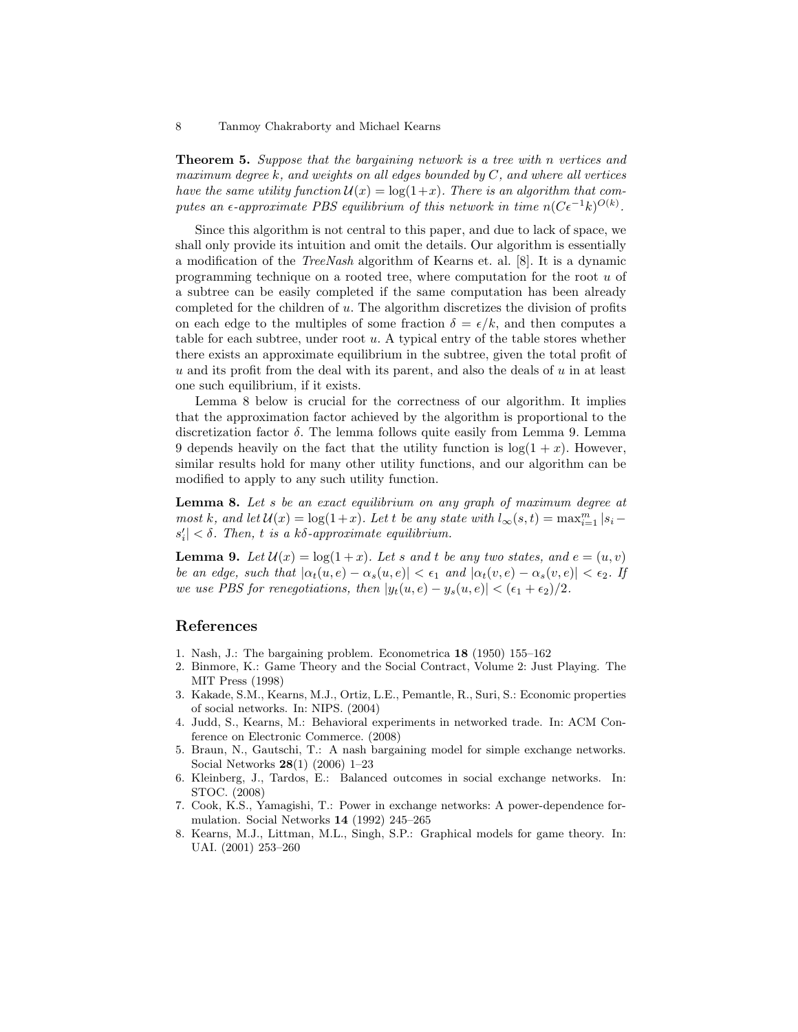**Theorem 5.** *Suppose that the bargaining network is a tree with $n$ vertices and maximum degree $k$, and weights on all edges bounded by $C$, and where all vertices have the same utility function $\mathcal{U}(x) = \log(1+x)$. There is an algorithm that computes an $\epsilon$-approximate PBS equilibrium of this network in time $n(C\epsilon^{-1}k)^{O(k)}$.*

Since this algorithm is not central to this paper, and due to lack of space, we shall only provide its intuition and omit the details. Our algorithm is essentially a modification of the *TreeNash* algorithm of Kearns et. al. [8]. It is a dynamic programming technique on a rooted tree, where computation for the root $u$ of a subtree can be easily completed if the same computation has been already completed for the children of $u$. The algorithm discretizes the division of profits on each edge to the multiples of some fraction $\delta = \epsilon/k$, and then computes a table for each subtree, under root $u$. A typical entry of the table stores whether there exists an approximate equilibrium in the subtree, given the total profit of $u$ and its profit from the deal with its parent, and also the deals of $u$ in at least one such equilibrium, if it exists.

Lemma 8 below is crucial for the correctness of our algorithm. It implies that the approximation factor achieved by the algorithm is proportional to the discretization factor $\delta$. The lemma follows quite easily from Lemma 9. Lemma 9 depends heavily on the fact that the utility function is $\log(1+x)$. However, similar results hold for many other utility functions, and our algorithm can be modified to apply to any such utility function.

**Lemma 8.** *Let $s$ be an exact equilibrium on any graph of maximum degree at most $k$, and let $\mathcal{U}(x) = \log(1+x)$. Let $t$ be any state with $l_\infty(s,t) = \max_{i=1}^{m} |s_i - s'_i| < \delta$. Then, $t$ is a $k\delta$-approximate equilibrium.*

**Lemma 9.** *Let $\mathcal{U}(x) = \log(1+x)$. Let $s$ and $t$ be any two states, and $e = (u,v)$ be an edge, such that $|\alpha_t(u,e) - \alpha_s(u,e)| < \epsilon_1$ and $|\alpha_t(v,e) - \alpha_s(v,e)| < \epsilon_2$. If we use PBS for renegotiations, then $|y_t(u,e) - y_s(u,e)| < (\epsilon_1 + \epsilon_2)/2$.*

## References

1. Nash, J.: The bargaining problem. Econometrica **18** (1950) 155–162
2. Binmore, K.: Game Theory and the Social Contract, Volume 2: Just Playing. The MIT Press (1998)
3. Kakade, S.M., Kearns, M.J., Ortiz, L.E., Pemantle, R., Suri, S.: Economic properties of social networks. In: NIPS. (2004)
4. Judd, S., Kearns, M.: Behavioral experiments in networked trade. In: ACM Conference on Electronic Commerce. (2008)
5. Braun, N., Gautschi, T.: A nash bargaining model for simple exchange networks. Social Networks **28**(1) (2006) 1–23
6. Kleinberg, J., Tardos, E.: Balanced outcomes in social exchange networks. In: STOC. (2008)
7. Cook, K.S., Yamagishi, T.: Power in exchange networks: A power-dependence formulation. Social Networks **14** (1992) 245–265
8. Kearns, M.J., Littman, M.L., Singh, S.P.: Graphical models for game theory. In: UAI. (2001) 253–260